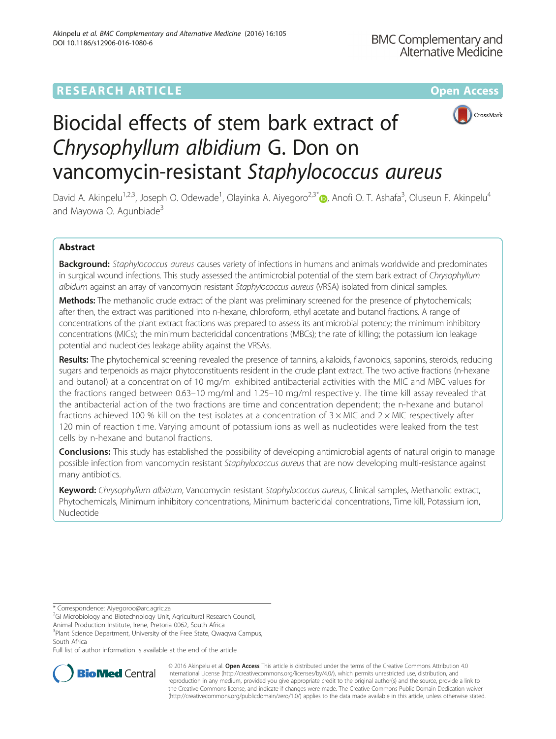RESEARCH ARTICLE Open Access

# Biocidal effects of stem bark extract of *Chrysophyllum albidium* G. Don on vancomycin-resistant *Staphylococcus aureus*

David A. Akinpelu[1,2,3], Joseph O. Odewade[1], Olayinka A. Aiyegoro[2,3*], Anofi O. T. Ashafa[3], Oluseun F. Akinpelu[4] and Mayowa O. Agunbiade[3]

## Abstract

**Background:** *Staphylococcus aureus* causes variety of infections in humans and animals worldwide and predominates in surgical wound infections. This study assessed the antimicrobial potential of the stem bark extract of *Chrysophyllum albidum* against an array of vancomycin resistant *Staphylococcus aureus* (VRSA) isolated from clinical samples.

**Methods:** The methanolic crude extract of the plant was preliminary screened for the presence of phytochemicals; after then, the extract was partitioned into n-hexane, chloroform, ethyl acetate and butanol fractions. A range of concentrations of the plant extract fractions was prepared to assess its antimicrobial potency; the minimum inhibitory concentrations (MICs); the minimum bactericidal concentrations (MBCs); the rate of killing; the potassium ion leakage potential and nucleotides leakage ability against the VRSAs.

**Results:** The phytochemical screening revealed the presence of tannins, alkaloids, flavonoids, saponins, steroids, reducing sugars and terpenoids as major phytoconstituents resident in the crude plant extract. The two active fractions (n-hexane and butanol) at a concentration of 10 mg/ml exhibited antibacterial activities with the MIC and MBC values for the fractions ranged between 0.63–10 mg/ml and 1.25–10 mg/ml respectively. The time kill assay revealed that the antibacterial action of the two fractions are time and concentration dependent; the n-hexane and butanol fractions achieved 100 % kill on the test isolates at a concentration of 3 × MIC and 2 × MIC respectively after 120 min of reaction time. Varying amount of potassium ions as well as nucleotides were leaked from the test cells by n-hexane and butanol fractions.

**Conclusions:** This study has established the possibility of developing antimicrobial agents of natural origin to manage possible infection from vancomycin resistant *Staphylococcus aureus* that are now developing multi-resistance against many antibiotics.

**Keyword:** *Chrysophyllum albidum*, Vancomycin resistant *Staphylococcus aureus*, Clinical samples, Methanolic extract, Phytochemicals, Minimum inhibitory concentrations, Minimum bactericidal concentrations, Time kill, Potassium ion, Nucleotide

\* Correspondence: Aiyegoroo@arc.agric.za
[2]GI Microbiology and Biotechnology Unit, Agricultural Research Council, Animal Production Institute, Irene, Pretoria 0062, South Africa
[3]Plant Science Department, University of the Free State, Qwaqwa Campus, South Africa
Full list of author information is available at the end of the article

© 2016 Akinpelu et al. **Open Access** This article is distributed under the terms of the Creative Commons Attribution 4.0 International License (http://creativecommons.org/licenses/by/4.0/), which permits unrestricted use, distribution, and reproduction in any medium, provided you give appropriate credit to the original author(s) and the source, provide a link to the Creative Commons license, and indicate if changes were made. The Creative Commons Public Domain Dedication waiver (http://creativecommons.org/publicdomain/zero/1.0/) applies to the data made available in this article, unless otherwise stated.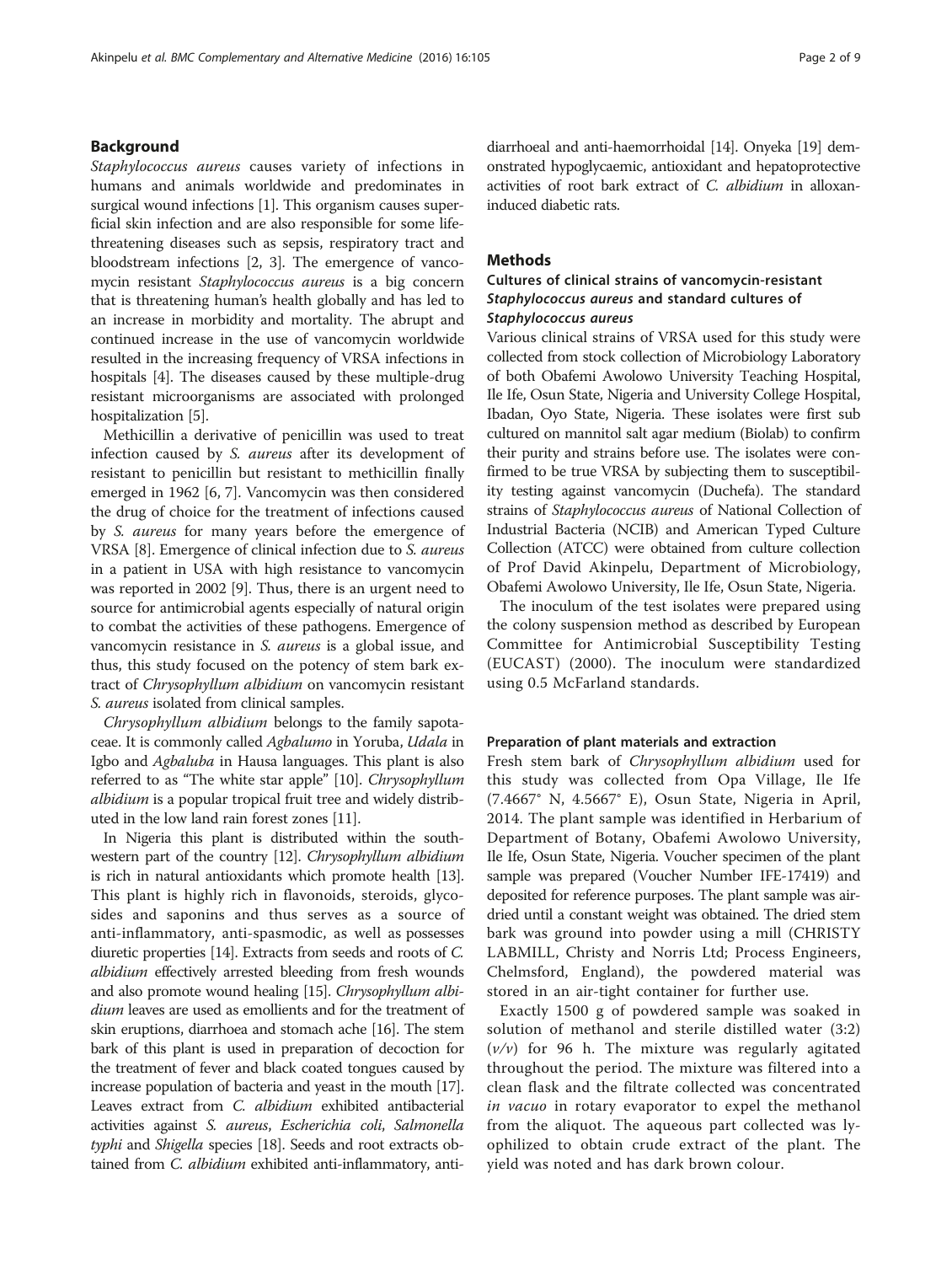## Background

*Staphylococcus aureus* causes variety of infections in humans and animals worldwide and predominates in surgical wound infections [1]. This organism causes superficial skin infection and are also responsible for some life-threatening diseases such as sepsis, respiratory tract and bloodstream infections [2, 3]. The emergence of vancomycin resistant *Staphylococcus aureus* is a big concern that is threatening human's health globally and has led to an increase in morbidity and mortality. The abrupt and continued increase in the use of vancomycin worldwide resulted in the increasing frequency of VRSA infections in hospitals [4]. The diseases caused by these multiple-drug resistant microorganisms are associated with prolonged hospitalization [5].

Methicillin a derivative of penicillin was used to treat infection caused by *S. aureus* after its development of resistant to penicillin but resistant to methicillin finally emerged in 1962 [6, 7]. Vancomycin was then considered the drug of choice for the treatment of infections caused by *S. aureus* for many years before the emergence of VRSA [8]. Emergence of clinical infection due to *S. aureus* in a patient in USA with high resistance to vancomycin was reported in 2002 [9]. Thus, there is an urgent need to source for antimicrobial agents especially of natural origin to combat the activities of these pathogens. Emergence of vancomycin resistance in *S. aureus* is a global issue, and thus, this study focused on the potency of stem bark extract of *Chrysophyllum albidium* on vancomycin resistant *S. aureus* isolated from clinical samples.

*Chrysophyllum albidium* belongs to the family sapotaceae. It is commonly called *Agbalumo* in Yoruba, *Udala* in Igbo and *Agbaluba* in Hausa languages. This plant is also referred to as "The white star apple" [10]. *Chrysophyllum albidium* is a popular tropical fruit tree and widely distributed in the low land rain forest zones [11].

In Nigeria this plant is distributed within the southwestern part of the country [12]. *Chrysophyllum albidium* is rich in natural antioxidants which promote health [13]. This plant is highly rich in flavonoids, steroids, glycosides and saponins and thus serves as a source of anti-inflammatory, anti-spasmodic, as well as possesses diuretic properties [14]. Extracts from seeds and roots of *C. albidium* effectively arrested bleeding from fresh wounds and also promote wound healing [15]. *Chrysophyllum albidium* leaves are used as emollients and for the treatment of skin eruptions, diarrhoea and stomach ache [16]. The stem bark of this plant is used in preparation of decoction for the treatment of fever and black coated tongues caused by increase population of bacteria and yeast in the mouth [17]. Leaves extract from *C. albidium* exhibited antibacterial activities against *S. aureus*, *Escherichia coli*, *Salmonella typhi* and *Shigella* species [18]. Seeds and root extracts obtained from *C. albidium* exhibited anti-inflammatory, anti-diarrhoeal and anti-haemorrhoidal [14]. Onyeka [19] demonstrated hypoglycaemic, antioxidant and hepatoprotective activities of root bark extract of *C. albidium* in alloxan-induced diabetic rats.

## Methods

### Cultures of clinical strains of vancomycin-resistant *Staphylococcus aureus* and standard cultures of *Staphylococcus aureus*

Various clinical strains of VRSA used for this study were collected from stock collection of Microbiology Laboratory of both Obafemi Awolowo University Teaching Hospital, Ile Ife, Osun State, Nigeria and University College Hospital, Ibadan, Oyo State, Nigeria. These isolates were first sub cultured on mannitol salt agar medium (Biolab) to confirm their purity and strains before use. The isolates were confirmed to be true VRSA by subjecting them to susceptibility testing against vancomycin (Duchefa). The standard strains of *Staphylococcus aureus* of National Collection of Industrial Bacteria (NCIB) and American Typed Culture Collection (ATCC) were obtained from culture collection of Prof David Akinpelu, Department of Microbiology, Obafemi Awolowo University, Ile Ife, Osun State, Nigeria.

The inoculum of the test isolates were prepared using the colony suspension method as described by European Committee for Antimicrobial Susceptibility Testing (EUCAST) (2000). The inoculum were standardized using 0.5 McFarland standards.

#### Preparation of plant materials and extraction

Fresh stem bark of *Chrysophyllum albidium* used for this study was collected from Opa Village, Ile Ife (7.4667° N, 4.5667° E), Osun State, Nigeria in April, 2014. The plant sample was identified in Herbarium of Department of Botany, Obafemi Awolowo University, Ile Ife, Osun State, Nigeria. Voucher specimen of the plant sample was prepared (Voucher Number IFE-17419) and deposited for reference purposes. The plant sample was air-dried until a constant weight was obtained. The dried stem bark was ground into powder using a mill (CHRISTY LABMILL, Christy and Norris Ltd; Process Engineers, Chelmsford, England), the powdered material was stored in an air-tight container for further use.

Exactly 1500 g of powdered sample was soaked in solution of methanol and sterile distilled water (3:2) (*v/v*) for 96 h. The mixture was regularly agitated throughout the period. The mixture was filtered into a clean flask and the filtrate collected was concentrated *in vacuo* in rotary evaporator to expel the methanol from the aliquot. The aqueous part collected was lyophilized to obtain crude extract of the plant. The yield was noted and has dark brown colour.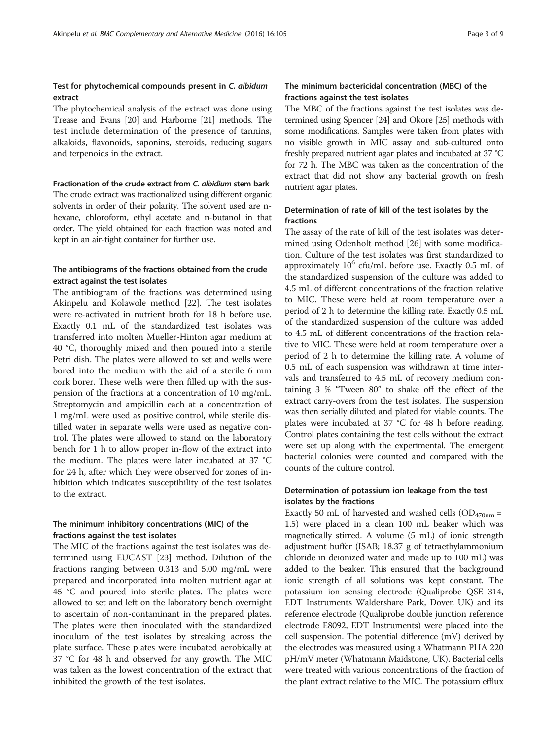### Test for phytochemical compounds present in *C. albidum* extract

The phytochemical analysis of the extract was done using Trease and Evans [20] and Harborne [21] methods. The test include determination of the presence of tannins, alkaloids, flavonoids, saponins, steroids, reducing sugars and terpenoids in the extract.

#### Fractionation of the crude extract from *C. albidium* stem bark

The crude extract was fractionalized using different organic solvents in order of their polarity. The solvent used are n-hexane, chloroform, ethyl acetate and n-butanol in that order. The yield obtained for each fraction was noted and kept in an air-tight container for further use.

### The antibiograms of the fractions obtained from the crude extract against the test isolates

The antibiogram of the fractions was determined using Akinpelu and Kolawole method [22]. The test isolates were re-activated in nutrient broth for 18 h before use. Exactly 0.1 mL of the standardized test isolates was transferred into molten Mueller-Hinton agar medium at 40 °C, thoroughly mixed and then poured into a sterile Petri dish. The plates were allowed to set and wells were bored into the medium with the aid of a sterile 6 mm cork borer. These wells were then filled up with the suspension of the fractions at a concentration of 10 mg/mL. Streptomycin and ampicillin each at a concentration of 1 mg/mL were used as positive control, while sterile distilled water in separate wells were used as negative control. The plates were allowed to stand on the laboratory bench for 1 h to allow proper in-flow of the extract into the medium. The plates were later incubated at 37 °C for 24 h, after which they were observed for zones of inhibition which indicates susceptibility of the test isolates to the extract.

### The minimum inhibitory concentrations (MIC) of the fractions against the test isolates

The MIC of the fractions against the test isolates was determined using EUCAST [23] method. Dilution of the fractions ranging between 0.313 and 5.00 mg/mL were prepared and incorporated into molten nutrient agar at 45 °C and poured into sterile plates. The plates were allowed to set and left on the laboratory bench overnight to ascertain of non-contaminant in the prepared plates. The plates were then inoculated with the standardized inoculum of the test isolates by streaking across the plate surface. These plates were incubated aerobically at 37 °C for 48 h and observed for any growth. The MIC was taken as the lowest concentration of the extract that inhibited the growth of the test isolates.

### The minimum bactericidal concentration (MBC) of the fractions against the test isolates

The MBC of the fractions against the test isolates was determined using Spencer [24] and Okore [25] methods with some modifications. Samples were taken from plates with no visible growth in MIC assay and sub-cultured onto freshly prepared nutrient agar plates and incubated at 37 °C for 72 h. The MBC was taken as the concentration of the extract that did not show any bacterial growth on fresh nutrient agar plates.

### Determination of rate of kill of the test isolates by the fractions

The assay of the rate of kill of the test isolates was determined using Odenholt method [26] with some modification. Culture of the test isolates was first standardized to approximately $10^6$ cfu/mL before use. Exactly 0.5 mL of the standardized suspension of the culture was added to 4.5 mL of different concentrations of the fraction relative to MIC. These were held at room temperature over a period of 2 h to determine the killing rate. Exactly 0.5 mL of the standardized suspension of the culture was added to 4.5 mL of different concentrations of the fraction relative to MIC. These were held at room temperature over a period of 2 h to determine the killing rate. A volume of 0.5 mL of each suspension was withdrawn at time intervals and transferred to 4.5 mL of recovery medium containing 3 % "Tween 80" to shake off the effect of the extract carry-overs from the test isolates. The suspension was then serially diluted and plated for viable counts. The plates were incubated at 37 °C for 48 h before reading. Control plates containing the test cells without the extract were set up along with the experimental. The emergent bacterial colonies were counted and compared with the counts of the culture control.

### Determination of potassium ion leakage from the test isolates by the fractions

Exactly 50 mL of harvested and washed cells ($OD_{470nm}$ = 1.5) were placed in a clean 100 mL beaker which was magnetically stirred. A volume (5 mL) of ionic strength adjustment buffer (ISAB; 18.37 g of tetraethylammonium chloride in deionized water and made up to 100 mL) was added to the beaker. This ensured that the background ionic strength of all solutions was kept constant. The potassium ion sensing electrode (Qualiprobe QSE 314, EDT Instruments Waldershare Park, Dover, UK) and its reference electrode (Qualiprobe double junction reference electrode E8092, EDT Instruments) were placed into the cell suspension. The potential difference (mV) derived by the electrodes was measured using a Whatmann PHA 220 pH/mV meter (Whatmann Maidstone, UK). Bacterial cells were treated with various concentrations of the fraction of the plant extract relative to the MIC. The potassium efflux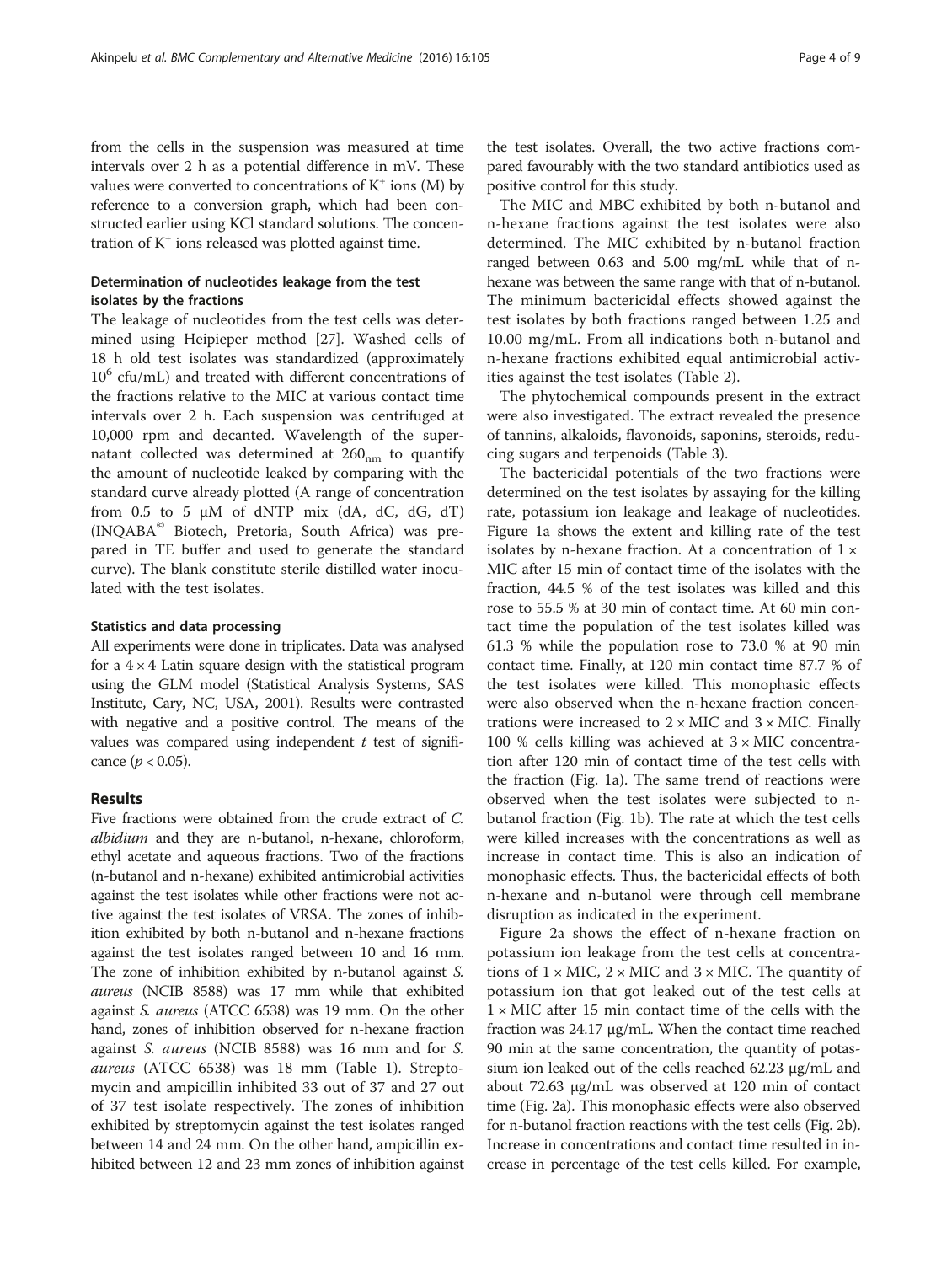from the cells in the suspension was measured at time intervals over 2 h as a potential difference in mV. These values were converted to concentrations of $K^+$ ions (M) by reference to a conversion graph, which had been constructed earlier using KCl standard solutions. The concentration of $K^+$ ions released was plotted against time.

### Determination of nucleotides leakage from the test isolates by the fractions

The leakage of nucleotides from the test cells was determined using Heipieper method [27]. Washed cells of 18 h old test isolates was standardized (approximately $10^6$ cfu/mL) and treated with different concentrations of the fractions relative to the MIC at various contact time intervals over 2 h. Each suspension was centrifuged at 10,000 rpm and decanted. Wavelength of the supernatant collected was determined at $260_{nm}$ to quantify the amount of nucleotide leaked by comparing with the standard curve already plotted (A range of concentration from 0.5 to 5 μM of dNTP mix (dA, dC, dG, dT) (INQABA© Biotech, Pretoria, South Africa) was prepared in TE buffer and used to generate the standard curve). The blank constitute sterile distilled water inoculated with the test isolates.

### Statistics and data processing

All experiments were done in triplicates. Data was analysed for a 4 × 4 Latin square design with the statistical program using the GLM model (Statistical Analysis Systems, SAS Institute, Cary, NC, USA, 2001). Results were contrasted with negative and a positive control. The means of the values was compared using independent *t* test of significance ($p < 0.05$).

## Results

Five fractions were obtained from the crude extract of *C. albidium* and they are n-butanol, n-hexane, chloroform, ethyl acetate and aqueous fractions. Two of the fractions (n-butanol and n-hexane) exhibited antimicrobial activities against the test isolates while other fractions were not active against the test isolates of VRSA. The zones of inhibition exhibited by both n-butanol and n-hexane fractions against the test isolates ranged between 10 and 16 mm. The zone of inhibition exhibited by n-butanol against *S. aureus* (NCIB 8588) was 17 mm while that exhibited against *S. aureus* (ATCC 6538) was 19 mm. On the other hand, zones of inhibition observed for n-hexane fraction against *S. aureus* (NCIB 8588) was 16 mm and for *S. aureus* (ATCC 6538) was 18 mm (Table 1). Streptomycin and ampicillin inhibited 33 out of 37 and 27 out of 37 test isolate respectively. The zones of inhibition exhibited by streptomycin against the test isolates ranged between 14 and 24 mm. On the other hand, ampicillin exhibited between 12 and 23 mm zones of inhibition against the test isolates. Overall, the two active fractions compared favourably with the two standard antibiotics used as positive control for this study.

The MIC and MBC exhibited by both n-butanol and n-hexane fractions against the test isolates were also determined. The MIC exhibited by n-butanol fraction ranged between 0.63 and 5.00 mg/mL while that of n-hexane was between the same range with that of n-butanol. The minimum bactericidal effects showed against the test isolates by both fractions ranged between 1.25 and 10.00 mg/mL. From all indications both n-butanol and n-hexane fractions exhibited equal antimicrobial activities against the test isolates (Table 2).

The phytochemical compounds present in the extract were also investigated. The extract revealed the presence of tannins, alkaloids, flavonoids, saponins, steroids, reducing sugars and terpenoids (Table 3).

The bactericidal potentials of the two fractions were determined on the test isolates by assaying for the killing rate, potassium ion leakage and leakage of nucleotides. Figure 1a shows the extent and killing rate of the test isolates by n-hexane fraction. At a concentration of 1 × MIC after 15 min of contact time of the isolates with the fraction, 44.5 % of the test isolates was killed and this rose to 55.5 % at 30 min of contact time. At 60 min contact time the population of the test isolates killed was 61.3 % while the population rose to 73.0 % at 90 min contact time. Finally, at 120 min contact time 87.7 % of the test isolates were killed. This monophasic effects were also observed when the n-hexane fraction concentrations were increased to 2 × MIC and 3 × MIC. Finally 100 % cells killing was achieved at 3 × MIC concentration after 120 min of contact time of the test cells with the fraction (Fig. 1a). The same trend of reactions were observed when the test isolates were subjected to n-butanol fraction (Fig. 1b). The rate at which the test cells were killed increases with the concentrations as well as increase in contact time. This is also an indication of monophasic effects. Thus, the bactericidal effects of both n-hexane and n-butanol were through cell membrane disruption as indicated in the experiment.

Figure 2a shows the effect of n-hexane fraction on potassium ion leakage from the test cells at concentrations of 1 × MIC, 2 × MIC and 3 × MIC. The quantity of potassium ion that got leaked out of the test cells at 1 × MIC after 15 min contact time of the cells with the fraction was 24.17 μg/mL. When the contact time reached 90 min at the same concentration, the quantity of potassium ion leaked out of the cells reached 62.23 μg/mL and about 72.63 μg/mL was observed at 120 min of contact time (Fig. 2a). This monophasic effects were also observed for n-butanol fraction reactions with the test cells (Fig. 2b). Increase in concentrations and contact time resulted in increase in percentage of the test cells killed. For example,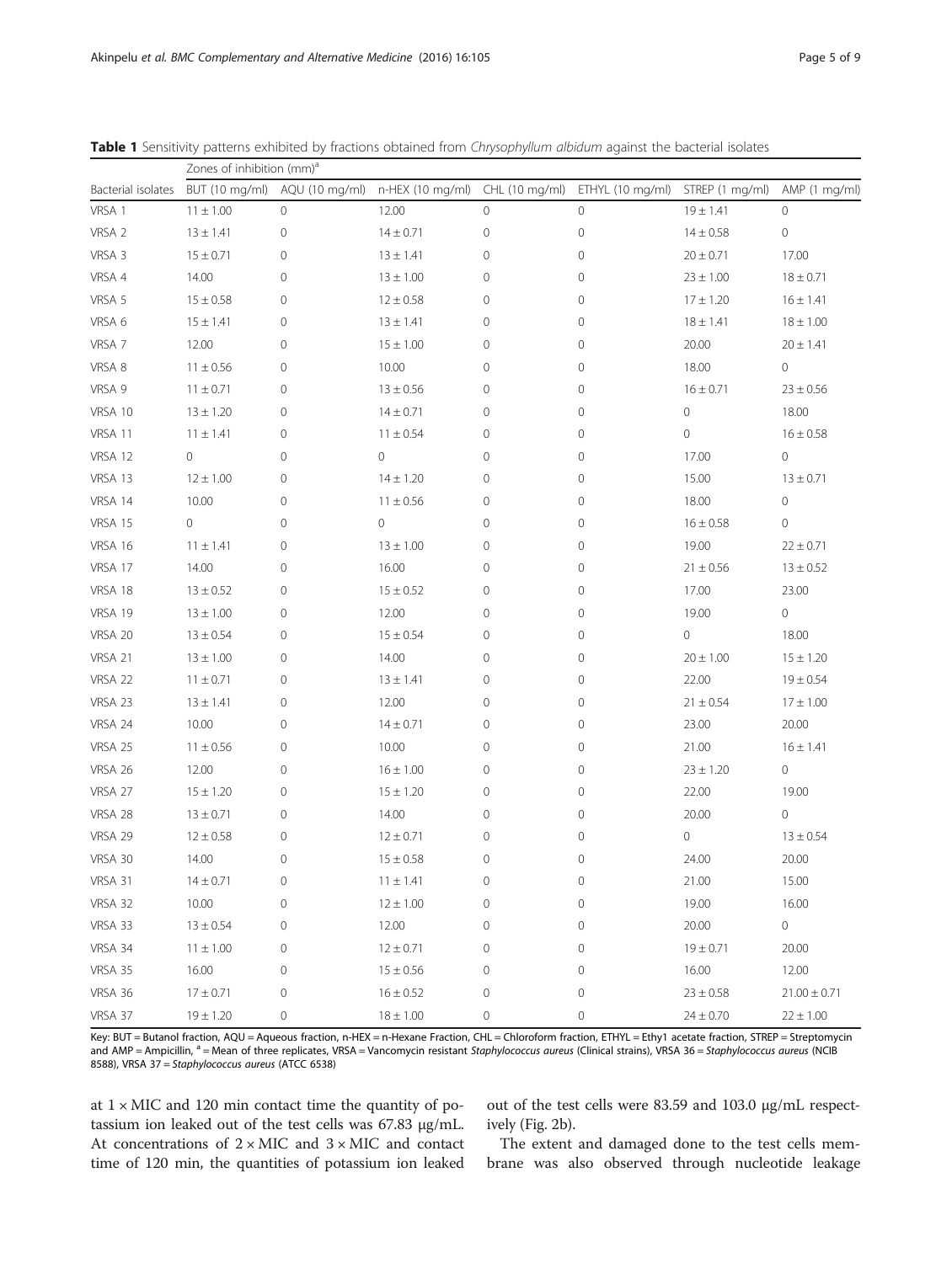**Table 1** Sensitivity patterns exhibited by fractions obtained from *Chrysophyllum albidum* against the bacterial isolates

| | Zones of inhibition (mm)[a] | | | | | | |
|---|---|---|---|---|---|---|---|
| Bacterial isolates | BUT (10 mg/ml) | AQU (10 mg/ml) | n-HEX (10 mg/ml) | CHL (10 mg/ml) | ETHYL (10 mg/ml) | STREP (1 mg/ml) | AMP (1 mg/ml) |
| VRSA 1 | 11 ± 1.00 | 0 | 12.00 | 0 | 0 | 19 ± 1.41 | 0 |
| VRSA 2 | 13 ± 1.41 | 0 | 14 ± 0.71 | 0 | 0 | 14 ± 0.58 | 0 |
| VRSA 3 | 15 ± 0.71 | 0 | 13 ± 1.41 | 0 | 0 | 20 ± 0.71 | 17.00 |
| VRSA 4 | 14.00 | 0 | 13 ± 1.00 | 0 | 0 | 23 ± 1.00 | 18 ± 0.71 |
| VRSA 5 | 15 ± 0.58 | 0 | 12 ± 0.58 | 0 | 0 | 17 ± 1.20 | 16 ± 1.41 |
| VRSA 6 | 15 ± 1.41 | 0 | 13 ± 1.41 | 0 | 0 | 18 ± 1.41 | 18 ± 1.00 |
| VRSA 7 | 12.00 | 0 | 15 ± 1.00 | 0 | 0 | 20.00 | 20 ± 1.41 |
| VRSA 8 | 11 ± 0.56 | 0 | 10.00 | 0 | 0 | 18.00 | 0 |
| VRSA 9 | 11 ± 0.71 | 0 | 13 ± 0.56 | 0 | 0 | 16 ± 0.71 | 23 ± 0.56 |
| VRSA 10 | 13 ± 1.20 | 0 | 14 ± 0.71 | 0 | 0 | 0 | 18.00 |
| VRSA 11 | 11 ± 1.41 | 0 | 11 ± 0.54 | 0 | 0 | 0 | 16 ± 0.58 |
| VRSA 12 | 0 | 0 | 0 | 0 | 0 | 17.00 | 0 |
| VRSA 13 | 12 ± 1.00 | 0 | 14 ± 1.20 | 0 | 0 | 15.00 | 13 ± 0.71 |
| VRSA 14 | 10.00 | 0 | 11 ± 0.56 | 0 | 0 | 18.00 | 0 |
| VRSA 15 | 0 | 0 | 0 | 0 | 0 | 16 ± 0.58 | 0 |
| VRSA 16 | 11 ± 1.41 | 0 | 13 ± 1.00 | 0 | 0 | 19.00 | 22 ± 0.71 |
| VRSA 17 | 14.00 | 0 | 16.00 | 0 | 0 | 21 ± 0.56 | 13 ± 0.52 |
| VRSA 18 | 13 ± 0.52 | 0 | 15 ± 0.52 | 0 | 0 | 17.00 | 23.00 |
| VRSA 19 | 13 ± 1.00 | 0 | 12.00 | 0 | 0 | 19.00 | 0 |
| VRSA 20 | 13 ± 0.54 | 0 | 15 ± 0.54 | 0 | 0 | 0 | 18.00 |
| VRSA 21 | 13 ± 1.00 | 0 | 14.00 | 0 | 0 | 20 ± 1.00 | 15 ± 1.20 |
| VRSA 22 | 11 ± 0.71 | 0 | 13 ± 1.41 | 0 | 0 | 22.00 | 19 ± 0.54 |
| VRSA 23 | 13 ± 1.41 | 0 | 12.00 | 0 | 0 | 21 ± 0.54 | 17 ± 1.00 |
| VRSA 24 | 10.00 | 0 | 14 ± 0.71 | 0 | 0 | 23.00 | 20.00 |
| VRSA 25 | 11 ± 0.56 | 0 | 10.00 | 0 | 0 | 21.00 | 16 ± 1.41 |
| VRSA 26 | 12.00 | 0 | 16 ± 1.00 | 0 | 0 | 23 ± 1.20 | 0 |
| VRSA 27 | 15 ± 1.20 | 0 | 15 ± 1.20 | 0 | 0 | 22.00 | 19.00 |
| VRSA 28 | 13 ± 0.71 | 0 | 14.00 | 0 | 0 | 20.00 | 0 |
| VRSA 29 | 12 ± 0.58 | 0 | 12 ± 0.71 | 0 | 0 | 0 | 13 ± 0.54 |
| VRSA 30 | 14.00 | 0 | 15 ± 0.58 | 0 | 0 | 24.00 | 20.00 |
| VRSA 31 | 14 ± 0.71 | 0 | 11 ± 1.41 | 0 | 0 | 21.00 | 15.00 |
| VRSA 32 | 10.00 | 0 | 12 ± 1.00 | 0 | 0 | 19.00 | 16.00 |
| VRSA 33 | 13 ± 0.54 | 0 | 12.00 | 0 | 0 | 20.00 | 0 |
| VRSA 34 | 11 ± 1.00 | 0 | 12 ± 0.71 | 0 | 0 | 19 ± 0.71 | 20.00 |
| VRSA 35 | 16.00 | 0 | 15 ± 0.56 | 0 | 0 | 16.00 | 12.00 |
| VRSA 36 | 17 ± 0.71 | 0 | 16 ± 0.52 | 0 | 0 | 23 ± 0.58 | 21.00 ± 0.71 |
| VRSA 37 | 19 ± 1.20 | 0 | 18 ± 1.00 | 0 | 0 | 24 ± 0.70 | 22 ± 1.00 |

Key: BUT = Butanol fraction, AQU = Aqueous fraction, n-HEX = n-Hexane Fraction, CHL = Chloroform fraction, ETHYL = Ethy1 acetate fraction, STREP = Streptomycin and AMP = Ampicillin, [a] = Mean of three replicates, VRSA = Vancomycin resistant *Staphylococcus aureus* (Clinical strains), VRSA 36 = *Staphylococcus aureus* (NCIB 8588), VRSA 37 = *Staphylococcus aureus* (ATCC 6538)

at $1 \times$ MIC and 120 min contact time the quantity of potassium ion leaked out of the test cells was 67.83 μg/mL. At concentrations of $2 \times$ MIC and $3 \times$ MIC and contact time of 120 min, the quantities of potassium ion leaked out of the test cells were 83.59 and 103.0 μg/mL respectively (Fig. 2b).

The extent and damaged done to the test cells membrane was also observed through nucleotide leakage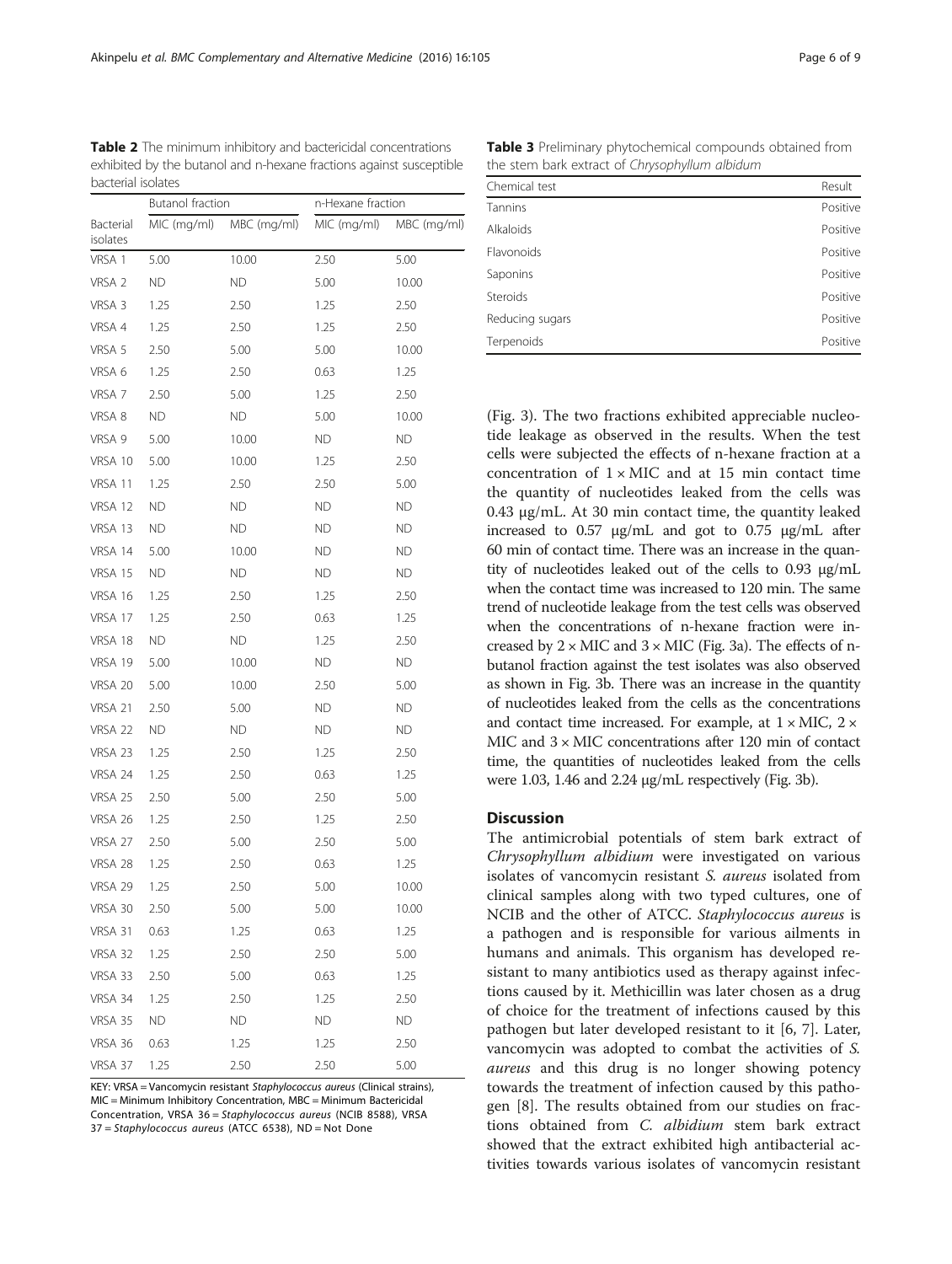**Table 2** The minimum inhibitory and bactericidal concentrations exhibited by the butanol and n-hexane fractions against susceptible bacterial isolates

| | Butanol fraction | | n-Hexane fraction | |
|---|---|---|---|---|
| Bacterial isolates | MIC (mg/ml) | MBC (mg/ml) | MIC (mg/ml) | MBC (mg/ml) |
| VRSA 1 | 5.00 | 10.00 | 2.50 | 5.00 |
| VRSA 2 | ND | ND | 5.00 | 10.00 |
| VRSA 3 | 1.25 | 2.50 | 1.25 | 2.50 |
| VRSA 4 | 1.25 | 2.50 | 1.25 | 2.50 |
| VRSA 5 | 2.50 | 5.00 | 5.00 | 10.00 |
| VRSA 6 | 1.25 | 2.50 | 0.63 | 1.25 |
| VRSA 7 | 2.50 | 5.00 | 1.25 | 2.50 |
| VRSA 8 | ND | ND | 5.00 | 10.00 |
| VRSA 9 | 5.00 | 10.00 | ND | ND |
| VRSA 10 | 5.00 | 10.00 | 1.25 | 2.50 |
| VRSA 11 | 1.25 | 2.50 | 2.50 | 5.00 |
| VRSA 12 | ND | ND | ND | ND |
| VRSA 13 | ND | ND | ND | ND |
| VRSA 14 | 5.00 | 10.00 | ND | ND |
| VRSA 15 | ND | ND | ND | ND |
| VRSA 16 | 1.25 | 2.50 | 1.25 | 2.50 |
| VRSA 17 | 1.25 | 2.50 | 0.63 | 1.25 |
| VRSA 18 | ND | ND | 1.25 | 2.50 |
| VRSA 19 | 5.00 | 10.00 | ND | ND |
| VRSA 20 | 5.00 | 10.00 | 2.50 | 5.00 |
| VRSA 21 | 2.50 | 5.00 | ND | ND |
| VRSA 22 | ND | ND | ND | ND |
| VRSA 23 | 1.25 | 2.50 | 1.25 | 2.50 |
| VRSA 24 | 1.25 | 2.50 | 0.63 | 1.25 |
| VRSA 25 | 2.50 | 5.00 | 2.50 | 5.00 |
| VRSA 26 | 1.25 | 2.50 | 1.25 | 2.50 |
| VRSA 27 | 2.50 | 5.00 | 2.50 | 5.00 |
| VRSA 28 | 1.25 | 2.50 | 0.63 | 1.25 |
| VRSA 29 | 1.25 | 2.50 | 5.00 | 10.00 |
| VRSA 30 | 2.50 | 5.00 | 5.00 | 10.00 |
| VRSA 31 | 0.63 | 1.25 | 0.63 | 1.25 |
| VRSA 32 | 1.25 | 2.50 | 2.50 | 5.00 |
| VRSA 33 | 2.50 | 5.00 | 0.63 | 1.25 |
| VRSA 34 | 1.25 | 2.50 | 1.25 | 2.50 |
| VRSA 35 | ND | ND | ND | ND |
| VRSA 36 | 0.63 | 1.25 | 1.25 | 2.50 |
| VRSA 37 | 1.25 | 2.50 | 2.50 | 5.00 |

KEY: VRSA = Vancomycin resistant *Staphylococcus aureus* (Clinical strains), MIC = Minimum Inhibitory Concentration, MBC = Minimum Bactericidal Concentration, VRSA 36 = *Staphylococcus aureus* (NCIB 8588), VRSA 37 = *Staphylococcus aureus* (ATCC 6538), ND = Not Done

**Table 3** Preliminary phytochemical compounds obtained from the stem bark extract of *Chrysophyllum albidum*

| Chemical test | Result |
|---|---|
| Tannins | Positive |
| Alkaloids | Positive |
| Flavonoids | Positive |
| Saponins | Positive |
| Steroids | Positive |
| Reducing sugars | Positive |
| Terpenoids | Positive |

(Fig. 3). The two fractions exhibited appreciable nucleotide leakage as observed in the results. When the test cells were subjected the effects of n-hexane fraction at a concentration of 1 × MIC and at 15 min contact time the quantity of nucleotides leaked from the cells was 0.43 μg/mL. At 30 min contact time, the quantity leaked increased to 0.57 μg/mL and got to 0.75 μg/mL after 60 min of contact time. There was an increase in the quantity of nucleotides leaked out of the cells to 0.93 μg/mL when the contact time was increased to 120 min. The same trend of nucleotide leakage from the test cells was observed when the concentrations of n-hexane fraction were increased by 2 × MIC and 3 × MIC (Fig. 3a). The effects of n-butanol fraction against the test isolates was also observed as shown in Fig. 3b. There was an increase in the quantity of nucleotides leaked from the cells as the concentrations and contact time increased. For example, at 1 × MIC, 2 × MIC and 3 × MIC concentrations after 120 min of contact time, the quantities of nucleotides leaked from the cells were 1.03, 1.46 and 2.24 μg/mL respectively (Fig. 3b).

## Discussion

The antimicrobial potentials of stem bark extract of *Chrysophyllum albidium* were investigated on various isolates of vancomycin resistant *S. aureus* isolated from clinical samples along with two typed cultures, one of NCIB and the other of ATCC. *Staphylococcus aureus* is a pathogen and is responsible for various ailments in humans and animals. This organism has developed resistant to many antibiotics used as therapy against infections caused by it. Methicillin was later chosen as a drug of choice for the treatment of infections caused by this pathogen but later developed resistant to it [6, 7]. Later, vancomycin was adopted to combat the activities of *S. aureus* and this drug is no longer showing potency towards the treatment of infection caused by this pathogen [8]. The results obtained from our studies on fractions obtained from *C. albidium* stem bark extract showed that the extract exhibited high antibacterial activities towards various isolates of vancomycin resistant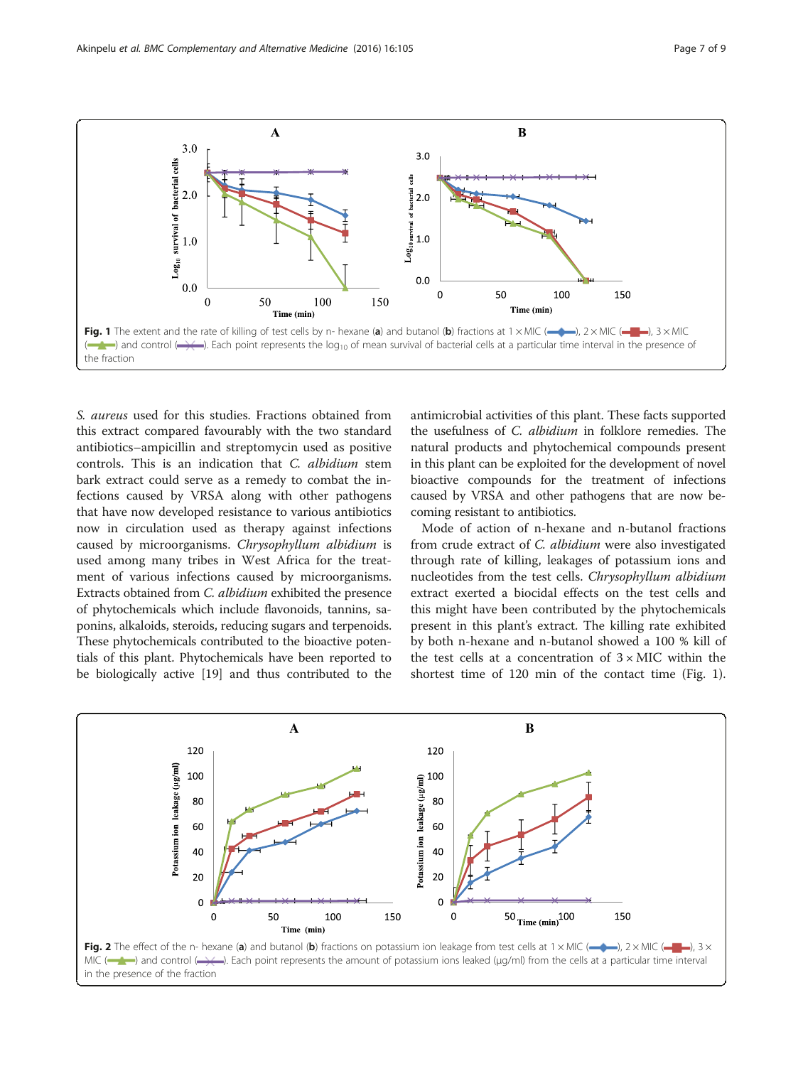Fig. 1 The extent and the rate of killing of test cells by n- hexane (**a**) and butanol (**b**) fractions at 1 × MIC (blue diamond), 2 × MIC (red square), 3 × MIC (green triangle) and control (purple cross). Each point represents the $\log_{10}$ of mean survival of bacterial cells at a particular time interval in the presence of the fraction

*S. aureus* used for this studies. Fractions obtained from this extract compared favourably with the two standard antibiotics–ampicillin and streptomycin used as positive controls. This is an indication that *C. albidium* stem bark extract could serve as a remedy to combat the infections caused by VRSA along with other pathogens that have now developed resistance to various antibiotics now in circulation used as therapy against infections caused by microorganisms. *Chrysophyllum albidium* is used among many tribes in West Africa for the treatment of various infections caused by microorganisms. Extracts obtained from *C. albidium* exhibited the presence of phytochemicals which include flavonoids, tannins, saponins, alkaloids, steroids, reducing sugars and terpenoids. These phytochemicals contributed to the bioactive potentials of this plant. Phytochemicals have been reported to be biologically active [19] and thus contributed to the antimicrobial activities of this plant. These facts supported the usefulness of *C. albidium* in folklore remedies. The natural products and phytochemical compounds present in this plant can be exploited for the development of novel bioactive compounds for the treatment of infections caused by VRSA and other pathogens that are now becoming resistant to antibiotics.

Mode of action of n-hexane and n-butanol fractions from crude extract of *C. albidium* were also investigated through rate of killing, leakages of potassium ions and nucleotides from the test cells. *Chrysophyllum albidium* extract exerted a biocidal effects on the test cells and this might have been contributed by the phytochemicals present in this plant's extract. The killing rate exhibited by both n-hexane and n-butanol showed a 100 % kill of the test cells at a concentration of 3 × MIC within the shortest time of 120 min of the contact time (Fig. 1).

Fig. 2 The effect of the n- hexane (**a**) and butanol (**b**) fractions on potassium ion leakage from test cells at 1 × MIC (blue diamond), 2 × MIC (red square), 3 × MIC (green triangle) and control (purple cross). Each point represents the amount of potassium ions leaked (μg/ml) from the cells at a particular time interval in the presence of the fraction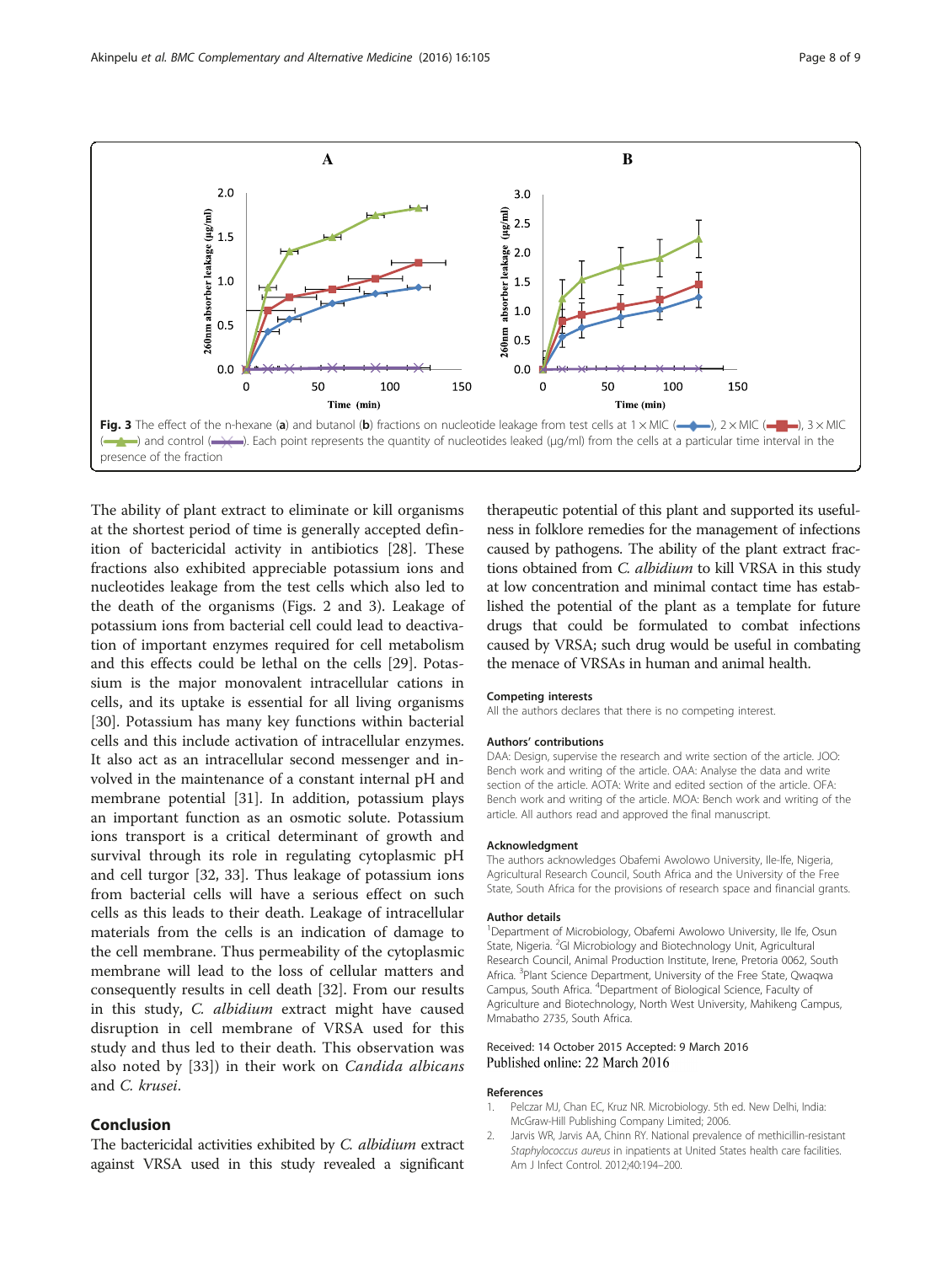Fig. 3 The effect of the n-hexane (**a**) and butanol (**b**) fractions on nucleotide leakage from test cells at 1 × MIC (blue diamond), 2 × MIC (red square), 3 × MIC (green triangle) and control (purple cross). Each point represents the quantity of nucleotides leaked (μg/ml) from the cells at a particular time interval in the presence of the fraction

The ability of plant extract to eliminate or kill organisms at the shortest period of time is generally accepted definition of bactericidal activity in antibiotics [28]. These fractions also exhibited appreciable potassium ions and nucleotides leakage from the test cells which also led to the death of the organisms (Figs. 2 and 3). Leakage of potassium ions from bacterial cell could lead to deactivation of important enzymes required for cell metabolism and this effects could be lethal on the cells [29]. Potassium is the major monovalent intracellular cations in cells, and its uptake is essential for all living organisms [30]. Potassium has many key functions within bacterial cells and this include activation of intracellular enzymes. It also act as an intracellular second messenger and involved in the maintenance of a constant internal pH and membrane potential [31]. In addition, potassium plays an important function as an osmotic solute. Potassium ions transport is a critical determinant of growth and survival through its role in regulating cytoplasmic pH and cell turgor [32, 33]. Thus leakage of potassium ions from bacterial cells will have a serious effect on such cells as this leads to their death. Leakage of intracellular materials from the cells is an indication of damage to the cell membrane. Thus permeability of the cytoplasmic membrane will lead to the loss of cellular matters and consequently results in cell death [32]. From our results in this study, *C. albidium* extract might have caused disruption in cell membrane of VRSA used for this study and thus led to their death. This observation was also noted by [33]) in their work on *Candida albicans* and *C. krusei*.

## Conclusion

The bactericidal activities exhibited by *C. albidium* extract against VRSA used in this study revealed a significant therapeutic potential of this plant and supported its usefulness in folklore remedies for the management of infections caused by pathogens. The ability of the plant extract fractions obtained from *C. albidium* to kill VRSA in this study at low concentration and minimal contact time has established the potential of the plant as a template for future drugs that could be formulated to combat infections caused by VRSA; such drug would be useful in combating the menace of VRSAs in human and animal health.

### Competing interests

All the authors declares that there is no competing interest.

### Authors' contributions

DAA: Design, supervise the research and write section of the article. JOO: Bench work and writing of the article. OAA: Analyse the data and write section of the article. AOTA: Write and edited section of the article. OFA: Bench work and writing of the article. MOA: Bench work and writing of the article. All authors read and approved the final manuscript.

### Acknowledgment

The authors acknowledges Obafemi Awolowo University, Ile-Ife, Nigeria, Agricultural Research Council, South Africa and the University of the Free State, South Africa for the provisions of research space and financial grants.

### Author details

[1]Department of Microbiology, Obafemi Awolowo University, Ile Ife, Osun State, Nigeria. [2]GI Microbiology and Biotechnology Unit, Agricultural Research Council, Animal Production Institute, Irene, Pretoria 0062, South Africa. [3]Plant Science Department, University of the Free State, Qwaqwa Campus, South Africa. [4]Department of Biological Science, Faculty of Agriculture and Biotechnology, North West University, Mahikeng Campus, Mmabatho 2735, South Africa.

Received: 14 October 2015 Accepted: 9 March 2016
Published online: 22 March 2016

### References

1. Pelczar MJ, Chan EC, Kruz NR. Microbiology. 5th ed. New Delhi, India: McGraw-Hill Publishing Company Limited; 2006.
2. Jarvis WR, Jarvis AA, Chinn RY. National prevalence of methicillin-resistant *Staphylococcus aureus* in inpatients at United States health care facilities. Am J Infect Control. 2012;40:194–200.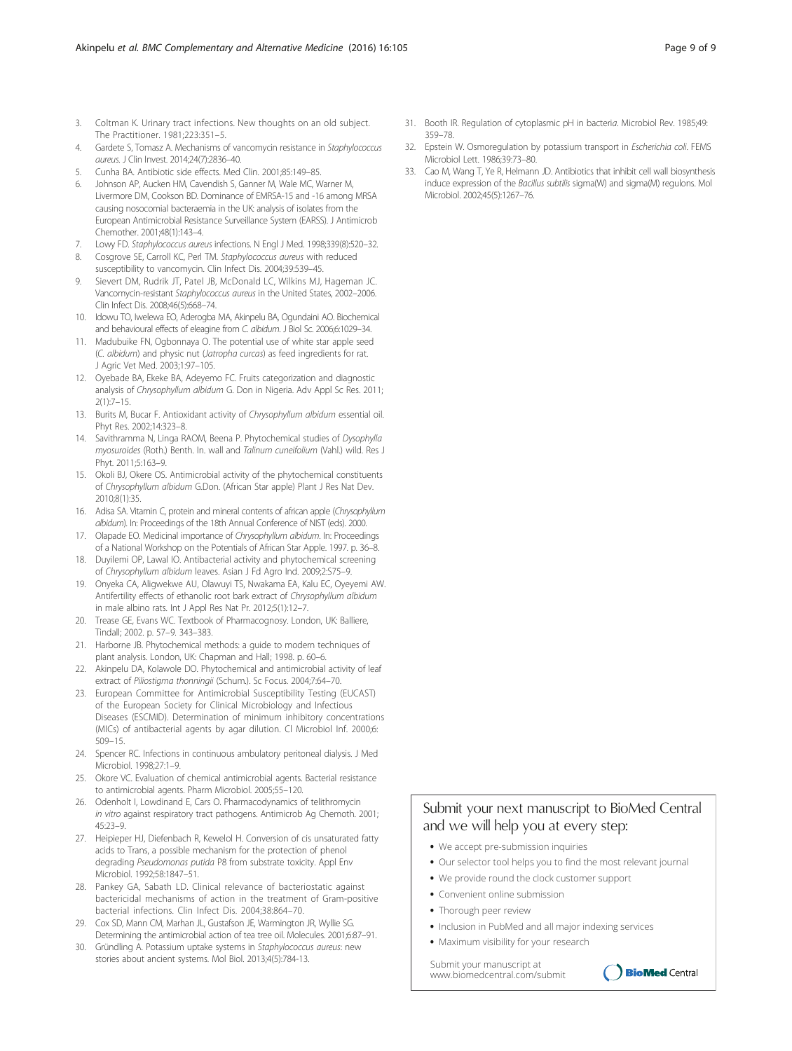3. Coltman K. Urinary tract infections. New thoughts on an old subject. The Practitioner. 1981;223:351–5.
4. Gardete S, Tomasz A. Mechanisms of vancomycin resistance in *Staphylococcus aureus*. J Clin Invest. 2014;24(7):2836–40.
5. Cunha BA. Antibiotic side effects. Med Clin. 2001;85:149–85.
6. Johnson AP, Aucken HM, Cavendish S, Ganner M, Wale MC, Warner M, Livermore DM, Cookson BD. Dominance of EMRSA-15 and -16 among MRSA causing nosocomial bacteraemia in the UK: analysis of isolates from the European Antimicrobial Resistance Surveillance System (EARSS). J Antimicrob Chemother. 2001;48(1):143–4.
7. Lowy FD. *Staphylococcus aureus* infections. N Engl J Med. 1998;339(8):520–32.
8. Cosgrove SE, Carroll KC, Perl TM. *Staphylococcus aureus* with reduced susceptibility to vancomycin. Clin Infect Dis. 2004;39:539–45.
9. Sievert DM, Rudrik JT, Patel JB, McDonald LC, Wilkins MJ, Hageman JC. Vancomycin-resistant *Staphylococcus aureus* in the United States, 2002–2006. Clin Infect Dis. 2008;46(5):668–74.
10. Idowu TO, Iwelewa EO, Aderogba MA, Akinpelu BA, Ogundaini AO. Biochemical and behavioural effects of eleagine from *C. albidum*. J Biol Sc. 2006;6:1029–34.
11. Madubuike FN, Ogbonnaya O. The potential use of white star apple seed (*C. albidum*) and physic nut (*Jatropha curcas*) as feed ingredients for rat. J Agric Vet Med. 2003;1:97–105.
12. Oyebade BA, Ekeke BA, Adeyemo FC. Fruits categorization and diagnostic analysis of *Chrysophyllum albidum* G. Don in Nigeria. Adv Appl Sc Res. 2011; 2(1):7–15.
13. Burits M, Bucar F. Antioxidant activity of *Chrysophyllum albidum* essential oil. Phyt Res. 2002;14:323–8.
14. Savithramma N, Linga RAOM, Beena P. Phytochemical studies of *Dysophylla myosuroides* (Roth.) Benth. In. wall and *Talinum cuneifolium* (Vahl.) wild. Res J Phyt. 2011;5:163–9.
15. Okoli BJ, Okere OS. Antimicrobial activity of the phytochemical constituents of *Chrysophyllum albidum* G.Don. (African Star apple) Plant J Res Nat Dev. 2010;8(1):35.
16. Adisa SA. Vitamin C, protein and mineral contents of african apple (*Chrysophyllum albidum*). In: Proceedings of the 18th Annual Conference of NIST (eds). 2000.
17. Olapade EO. Medicinal importance of *Chrysophyllum albidum*. In: Proceedings of a National Workshop on the Potentials of African Star Apple. 1997. p. 36–8.
18. Duyilemi OP, Lawal IO. Antibacterial activity and phytochemical screening of *Chrysophyllum albidum* leaves. Asian J Fd Agro Ind. 2009;2:S75–9.
19. Onyeka CA, Aligwekwe AU, Olawuyi TS, Nwakama EA, Kalu EC, Oyeyemi AW. Antifertility effects of ethanolic root bark extract of *Chrysophyllum albidum* in male albino rats. Int J Appl Res Nat Pr. 2012;5(1):12–7.
20. Trease GE, Evans WC. Textbook of Pharmacognosy. London, UK: Balliere, Tindall; 2002. p. 57–9. 343–383.
21. Harborne JB. Phytochemical methods: a guide to modern techniques of plant analysis. London, UK: Chapman and Hall; 1998. p. 60–6.
22. Akinpelu BA, Kolawole DO. Phytochemical and antimicrobial activity of leaf extract of *Piliostigma thonningii* (Schum.). Sc Focus. 2004;7:64–70.
23. European Committee for Antimicrobial Susceptibility Testing (EUCAST) of the European Society for Clinical Microbiology and Infectious Diseases (ESCMID). Determination of minimum inhibitory concentrations (MICs) of antibacterial agents by agar dilution. Cl Microbiol Inf. 2000;6: 509–15.
24. Spencer RC. Infections in continuous ambulatory peritoneal dialysis. J Med Microbiol. 1998;27:1–9.
25. Okore VC. Evaluation of chemical antimicrobial agents. Bacterial resistance to antimicrobial agents. Pharm Microbiol. 2005;55–120.
26. Odenholt I, Lowdinand E, Cars O. Pharmacodynamics of telithromycin *in vitro* against respiratory tract pathogens. Antimicrob Ag Chemoth. 2001; 45:23–9.
27. Heipieper HJ, Diefenbach R, Kewelol H. Conversion of cis unsaturated fatty acids to Trans, a possible mechanism for the protection of phenol degrading *Pseudomonas putida* P8 from substrate toxicity. Appl Env Microbiol. 1992;58:1847–51.
28. Pankey GA, Sabath LD. Clinical relevance of bacteriostatic against bactericidal mechanisms of action in the treatment of Gram-positive bacterial infections. Clin Infect Dis. 2004;38:864–70.
29. Cox SD, Mann CM, Marhan JL, Gustafson JE, Warmington JR, Wyllie SG. Determining the antimicrobial action of tea tree oil. Molecules. 2001;6:87–91.
30. Gründling A. Potassium uptake systems in *Staphylococcus aureus*: new stories about ancient systems. Mol Biol. 2013;4(5):784-13.
31. Booth IR. Regulation of cytoplasmic pH in bacteria. Microbiol Rev. 1985;49: 359–78.
32. Epstein W. Osmoregulation by potassium transport in *Escherichia coli*. FEMS Microbiol Lett. 1986;39:73–80.
33. Cao M, Wang T, Ye R, Helmann JD. Antibiotics that inhibit cell wall biosynthesis induce expression of the *Bacillus subtilis* sigma(W) and sigma(M) regulons. Mol Microbiol. 2002;45(5):1267–76.

Submit your next manuscript to BioMed Central and we will help you at every step:

- We accept pre-submission inquiries
- Our selector tool helps you to find the most relevant journal
- We provide round the clock customer support
- Convenient online submission
- Thorough peer review
- Inclusion in PubMed and all major indexing services
- Maximum visibility for your research

Submit your manuscript at www.biomedcentral.com/submit

BioMed Central